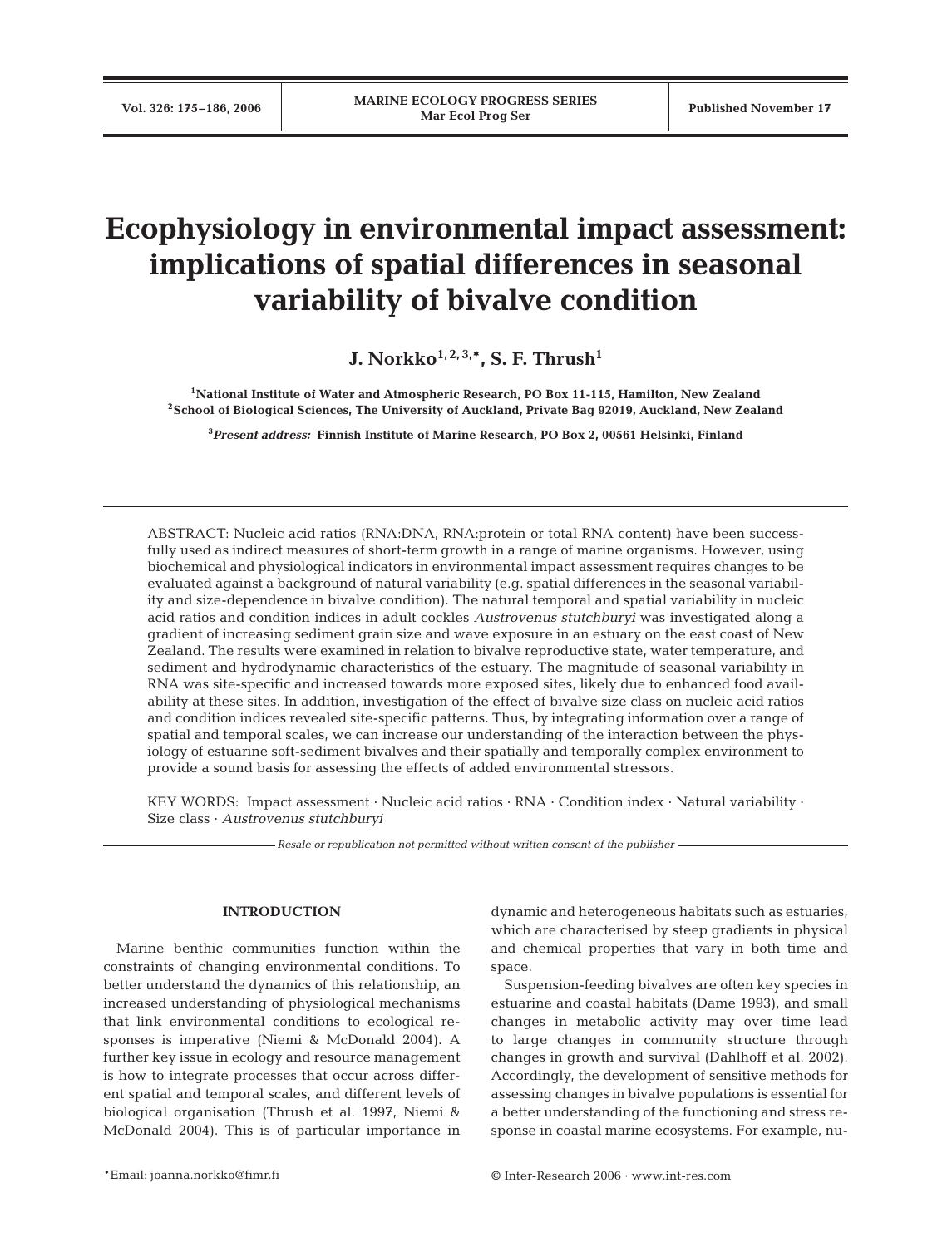// Ecophysiology in environmental impact assessment: implications of spatial differences in seasonal variability of bivalve condition

# Ecophysiology in environmental impact assessment: implications of spatial differences in seasonal variability of bivalve condition

**J. Norkko[1,2,3,*], S. F. Thrush[1]**

[1]National Institute of Water and Atmospheric Research, PO Box 11-115, Hamilton, New Zealand
[2]School of Biological Sciences, The University of Auckland, Private Bag 92019, Auckland, New Zealand

[3]*Present address:* Finnish Institute of Marine Research, PO Box 2, 00561 Helsinki, Finland

ABSTRACT: Nucleic acid ratios (RNA:DNA, RNA:protein or total RNA content) have been successfully used as indirect measures of short-term growth in a range of marine organisms. However, using biochemical and physiological indicators in environmental impact assessment requires changes to be evaluated against a background of natural variability (e.g. spatial differences in the seasonal variability and size-dependence in bivalve condition). The natural temporal and spatial variability in nucleic acid ratios and condition indices in adult cockles *Austrovenus stutchburyi* was investigated along a gradient of increasing sediment grain size and wave exposure in an estuary on the east coast of New Zealand. The results were examined in relation to bivalve reproductive state, water temperature, and sediment and hydrodynamic characteristics of the estuary. The magnitude of seasonal variability in RNA was site-specific and increased towards more exposed sites, likely due to enhanced food availability at these sites. In addition, investigation of the effect of bivalve size class on nucleic acid ratios and condition indices revealed site-specific patterns. Thus, by integrating information over a range of spatial and temporal scales, we can increase our understanding of the interaction between the physiology of estuarine soft-sediment bivalves and their spatially and temporally complex environment to provide a sound basis for assessing the effects of added environmental stressors.

KEY WORDS: Impact assessment · Nucleic acid ratios · RNA · Condition index · Natural variability · Size class · *Austrovenus stutchburyi*

*Resale or republication not permitted without written consent of the publisher*

## INTRODUCTION

Marine benthic communities function within the constraints of changing environmental conditions. To better understand the dynamics of this relationship, an increased understanding of physiological mechanisms that link environmental conditions to ecological responses is imperative (Niemi & McDonald 2004). A further key issue in ecology and resource management is how to integrate processes that occur across different spatial and temporal scales, and different levels of biological organisation (Thrush et al. 1997, Niemi & McDonald 2004). This is of particular importance in dynamic and heterogeneous habitats such as estuaries, which are characterised by steep gradients in physical and chemical properties that vary in both time and space.

Suspension-feeding bivalves are often key species in estuarine and coastal habitats (Dame 1993), and small changes in metabolic activity may over time lead to large changes in community structure through changes in growth and survival (Dahlhoff et al. 2002). Accordingly, the development of sensitive methods for assessing changes in bivalve populations is essential for a better understanding of the functioning and stress response in coastal marine ecosystems. For example, nu-

*Email: joanna.norkko@fimr.fi

© Inter-Research 2006 · www.int-res.com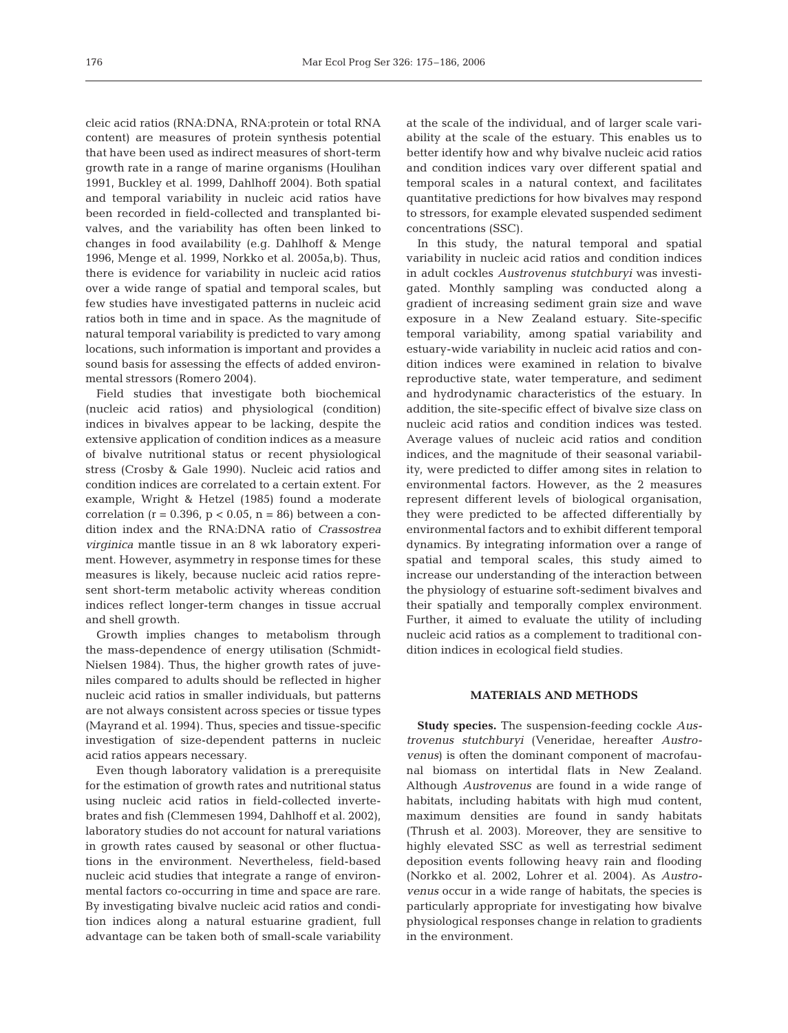cleic acid ratios (RNA:DNA, RNA:protein or total RNA content) are measures of protein synthesis potential that have been used as indirect measures of short-term growth rate in a range of marine organisms (Houlihan 1991, Buckley et al. 1999, Dahlhoff 2004). Both spatial and temporal variability in nucleic acid ratios have been recorded in field-collected and transplanted bivalves, and the variability has often been linked to changes in food availability (e.g. Dahlhoff & Menge 1996, Menge et al. 1999, Norkko et al. 2005a,b). Thus, there is evidence for variability in nucleic acid ratios over a wide range of spatial and temporal scales, but few studies have investigated patterns in nucleic acid ratios both in time and in space. As the magnitude of natural temporal variability is predicted to vary among locations, such information is important and provides a sound basis for assessing the effects of added environmental stressors (Romero 2004).

Field studies that investigate both biochemical (nucleic acid ratios) and physiological (condition) indices in bivalves appear to be lacking, despite the extensive application of condition indices as a measure of bivalve nutritional status or recent physiological stress (Crosby & Gale 1990). Nucleic acid ratios and condition indices are correlated to a certain extent. For example, Wright & Hetzel (1985) found a moderate correlation ($r = 0.396$, $p < 0.05$, $n = 86$) between a condition index and the RNA:DNA ratio of *Crassostrea virginica* mantle tissue in an 8 wk laboratory experiment. However, asymmetry in response times for these measures is likely, because nucleic acid ratios represent short-term metabolic activity whereas condition indices reflect longer-term changes in tissue accrual and shell growth.

Growth implies changes to metabolism through the mass-dependence of energy utilisation (Schmidt-Nielsen 1984). Thus, the higher growth rates of juveniles compared to adults should be reflected in higher nucleic acid ratios in smaller individuals, but patterns are not always consistent across species or tissue types (Mayrand et al. 1994). Thus, species and tissue-specific investigation of size-dependent patterns in nucleic acid ratios appears necessary.

Even though laboratory validation is a prerequisite for the estimation of growth rates and nutritional status using nucleic acid ratios in field-collected invertebrates and fish (Clemmesen 1994, Dahlhoff et al. 2002), laboratory studies do not account for natural variations in growth rates caused by seasonal or other fluctuations in the environment. Nevertheless, field-based nucleic acid studies that integrate a range of environmental factors co-occurring in time and space are rare. By investigating bivalve nucleic acid ratios and condition indices along a natural estuarine gradient, full advantage can be taken both of small-scale variability at the scale of the individual, and of larger scale variability at the scale of the estuary. This enables us to better identify how and why bivalve nucleic acid ratios and condition indices vary over different spatial and temporal scales in a natural context, and facilitates quantitative predictions for how bivalves may respond to stressors, for example elevated suspended sediment concentrations (SSC).

In this study, the natural temporal and spatial variability in nucleic acid ratios and condition indices in adult cockles *Austrovenus stutchburyi* was investigated. Monthly sampling was conducted along a gradient of increasing sediment grain size and wave exposure in a New Zealand estuary. Site-specific temporal variability, among spatial variability and estuary-wide variability in nucleic acid ratios and condition indices were examined in relation to bivalve reproductive state, water temperature, and sediment and hydrodynamic characteristics of the estuary. In addition, the site-specific effect of bivalve size class on nucleic acid ratios and condition indices was tested. Average values of nucleic acid ratios and condition indices, and the magnitude of their seasonal variability, were predicted to differ among sites in relation to environmental factors. However, as the 2 measures represent different levels of biological organisation, they were predicted to be affected differentially by environmental factors and to exhibit different temporal dynamics. By integrating information over a range of spatial and temporal scales, this study aimed to increase our understanding of the interaction between the physiology of estuarine soft-sediment bivalves and their spatially and temporally complex environment. Further, it aimed to evaluate the utility of including nucleic acid ratios as a complement to traditional condition indices in ecological field studies.

## MATERIALS AND METHODS

**Study species.** The suspension-feeding cockle *Austrovenus stutchburyi* (Veneridae, hereafter *Austrovenus*) is often the dominant component of macrofaunal biomass on intertidal flats in New Zealand. Although *Austrovenus* are found in a wide range of habitats, including habitats with high mud content, maximum densities are found in sandy habitats (Thrush et al. 2003). Moreover, they are sensitive to highly elevated SSC as well as terrestrial sediment deposition events following heavy rain and flooding (Norkko et al. 2002, Lohrer et al. 2004). As *Austrovenus* occur in a wide range of habitats, the species is particularly appropriate for investigating how bivalve physiological responses change in relation to gradients in the environment.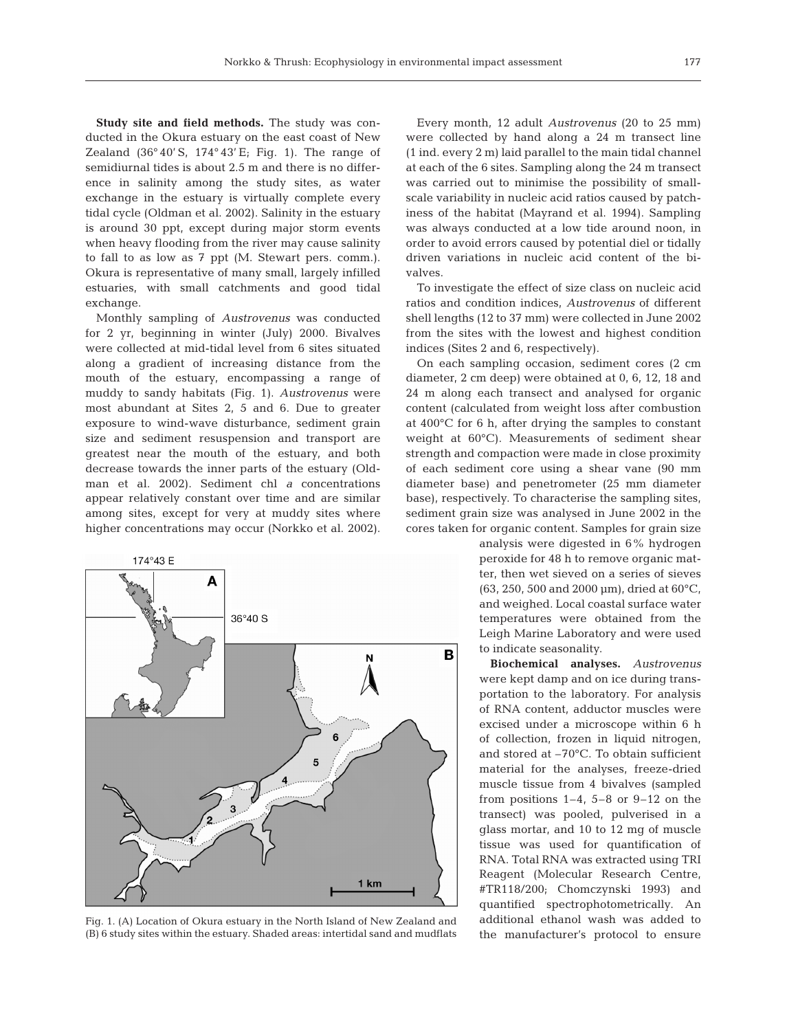**Study site and field methods.** The study was conducted in the Okura estuary on the east coast of New Zealand (36° 40′ S, 174° 43′ E; Fig. 1). The range of semidiurnal tides is about 2.5 m and there is no difference in salinity among the study sites, as water exchange in the estuary is virtually complete every tidal cycle (Oldman et al. 2002). Salinity in the estuary is around 30 ppt, except during major storm events when heavy flooding from the river may cause salinity to fall to as low as 7 ppt (M. Stewart pers. comm.). Okura is representative of many small, largely infilled estuaries, with small catchments and good tidal exchange.

Monthly sampling of *Austrovenus* was conducted for 2 yr, beginning in winter (July) 2000. Bivalves were collected at mid-tidal level from 6 sites situated along a gradient of increasing distance from the mouth of the estuary, encompassing a range of muddy to sandy habitats (Fig. 1). *Austrovenus* were most abundant at Sites 2, 5 and 6. Due to greater exposure to wind-wave disturbance, sediment grain size and sediment resuspension and transport are greatest near the mouth of the estuary, and both decrease towards the inner parts of the estuary (Oldman et al. 2002). Sediment chl *a* concentrations appear relatively constant over time and are similar among sites, except for very at muddy sites where higher concentrations may occur (Norkko et al. 2002).

Fig. 1. (A) Location of Okura estuary in the North Island of New Zealand and (B) 6 study sites within the estuary. Shaded areas: intertidal sand and mudflats

Every month, 12 adult *Austrovenus* (20 to 25 mm) were collected by hand along a 24 m transect line (1 ind. every 2 m) laid parallel to the main tidal channel at each of the 6 sites. Sampling along the 24 m transect was carried out to minimise the possibility of small-scale variability in nucleic acid ratios caused by patchiness of the habitat (Mayrand et al. 1994). Sampling was always conducted at a low tide around noon, in order to avoid errors caused by potential diel or tidally driven variations in nucleic acid content of the bivalves.

To investigate the effect of size class on nucleic acid ratios and condition indices, *Austrovenus* of different shell lengths (12 to 37 mm) were collected in June 2002 from the sites with the lowest and highest condition indices (Sites 2 and 6, respectively).

On each sampling occasion, sediment cores (2 cm diameter, 2 cm deep) were obtained at 0, 6, 12, 18 and 24 m along each transect and analysed for organic content (calculated from weight loss after combustion at 400°C for 6 h, after drying the samples to constant weight at 60°C). Measurements of sediment shear strength and compaction were made in close proximity of each sediment core using a shear vane (90 mm diameter base) and penetrometer (25 mm diameter base), respectively. To characterise the sampling sites, sediment grain size was analysed in June 2002 in the cores taken for organic content. Samples for grain size analysis were digested in 6% hydrogen peroxide for 48 h to remove organic matter, then wet sieved on a series of sieves (63, 250, 500 and 2000 µm), dried at 60°C, and weighed. Local coastal surface water temperatures were obtained from the Leigh Marine Laboratory and were used to indicate seasonality.

**Biochemical analyses.** *Austrovenus* were kept damp and on ice during transportation to the laboratory. For analysis of RNA content, adductor muscles were excised under a microscope within 6 h of collection, frozen in liquid nitrogen, and stored at –70°C. To obtain sufficient material for the analyses, freeze-dried muscle tissue from 4 bivalves (sampled from positions 1–4, 5–8 or 9–12 on the transect) was pooled, pulverised in a glass mortar, and 10 to 12 mg of muscle tissue was used for quantification of RNA. Total RNA was extracted using TRI Reagent (Molecular Research Centre, #TR118/200; Chomczynski 1993) and quantified spectrophotometrically. An additional ethanol wash was added to the manufacturer's protocol to ensure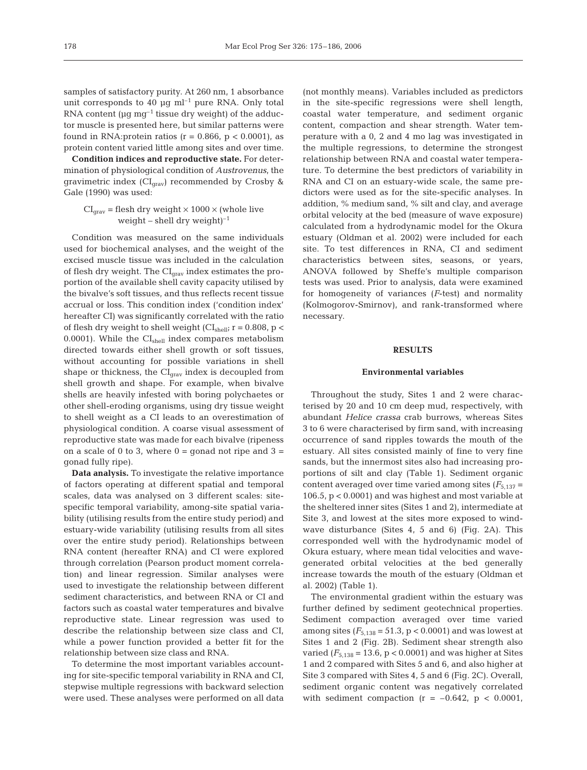samples of satisfactory purity. At 260 nm, 1 absorbance unit corresponds to 40 µg $ml^{-1}$ pure RNA. Only total RNA content (µg $mg^{-1}$ tissue dry weight) of the adductor muscle is presented here, but similar patterns were found in RNA:protein ratios ($r = 0.866$, $p < 0.0001$), as protein content varied little among sites and over time.

**Condition indices and reproductive state.** For determination of physiological condition of *Austrovenus*, the gravimetric index ($CI_{grav}$) recommended by Crosby & Gale (1990) was used:

$$CI_{grav} = \text{flesh dry weight} \times 1000 \times (\text{whole live weight} - \text{shell dry weight})^{-1}$$

Condition was measured on the same individuals used for biochemical analyses, and the weight of the excised muscle tissue was included in the calculation of flesh dry weight. The $CI_{grav}$ index estimates the proportion of the available shell cavity capacity utilised by the bivalve's soft tissues, and thus reflects recent tissue accrual or loss. This condition index ('condition index' hereafter CI) was significantly correlated with the ratio of flesh dry weight to shell weight ($CI_{shell}$; $r = 0.808$, $p < 0.0001$). While the $CI_{shell}$ index compares metabolism directed towards either shell growth or soft tissues, without accounting for possible variations in shell shape or thickness, the $CI_{grav}$ index is decoupled from shell growth and shape. For example, when bivalve shells are heavily infested with boring polychaetes or other shell-eroding organisms, using dry tissue weight to shell weight as a CI leads to an overestimation of physiological condition. A coarse visual assessment of reproductive state was made for each bivalve (ripeness on a scale of 0 to 3, where 0 = gonad not ripe and 3 = gonad fully ripe).

**Data analysis.** To investigate the relative importance of factors operating at different spatial and temporal scales, data was analysed on 3 different scales: site-specific temporal variability, among-site spatial variability (utilising results from the entire study period) and estuary-wide variability (utilising results from all sites over the entire study period). Relationships between RNA content (hereafter RNA) and CI were explored through correlation (Pearson product moment correlation) and linear regression. Similar analyses were used to investigate the relationship between different sediment characteristics, and between RNA or CI and factors such as coastal water temperatures and bivalve reproductive state. Linear regression was used to describe the relationship between size class and CI, while a power function provided a better fit for the relationship between size class and RNA.

To determine the most important variables accounting for site-specific temporal variability in RNA and CI, stepwise multiple regressions with backward selection were used. These analyses were performed on all data (not monthly means). Variables included as predictors in the site-specific regressions were shell length, coastal water temperature, and sediment organic content, compaction and shear strength. Water temperature with a 0, 2 and 4 mo lag was investigated in the multiple regressions, to determine the strongest relationship between RNA and coastal water temperature. To determine the best predictors of variability in RNA and CI on an estuary-wide scale, the same predictors were used as for the site-specific analyses. In addition, % medium sand, % silt and clay, and average orbital velocity at the bed (measure of wave exposure) calculated from a hydrodynamic model for the Okura estuary (Oldman et al. 2002) were included for each site. To test differences in RNA, CI and sediment characteristics between sites, seasons, or years, ANOVA followed by Sheffe's multiple comparison tests was used. Prior to analysis, data were examined for homogeneity of variances (*F*-test) and normality (Kolmogorov-Smirnov), and rank-transformed where necessary.

## RESULTS

### Environmental variables

Throughout the study, Sites 1 and 2 were characterised by 20 and 10 cm deep mud, respectively, with abundant *Helice crassa* crab burrows, whereas Sites 3 to 6 were characterised by firm sand, with increasing occurrence of sand ripples towards the mouth of the estuary. All sites consisted mainly of fine to very fine sands, but the innermost sites also had increasing proportions of silt and clay (Table 1). Sediment organic content averaged over time varied among sites ($F_{5,137} = 106.5$, $p < 0.0001$) and was highest and most variable at the sheltered inner sites (Sites 1 and 2), intermediate at Site 3, and lowest at the sites more exposed to wind-wave disturbance (Sites 4, 5 and 6) (Fig. 2A). This corresponded well with the hydrodynamic model of Okura estuary, where mean tidal velocities and wave-generated orbital velocities at the bed generally increase towards the mouth of the estuary (Oldman et al. 2002) (Table 1).

The environmental gradient within the estuary was further defined by sediment geotechnical properties. Sediment compaction averaged over time varied among sites ($F_{5,138} = 51.3$, $p < 0.0001$) and was lowest at Sites 1 and 2 (Fig. 2B). Sediment shear strength also varied ($F_{5,138} = 13.6$, $p < 0.0001$) and was higher at Sites 1 and 2 compared with Sites 5 and 6, and also higher at Site 3 compared with Sites 4, 5 and 6 (Fig. 2C). Overall, sediment organic content was negatively correlated with sediment compaction ($r = -0.642$, $p < 0.0001$,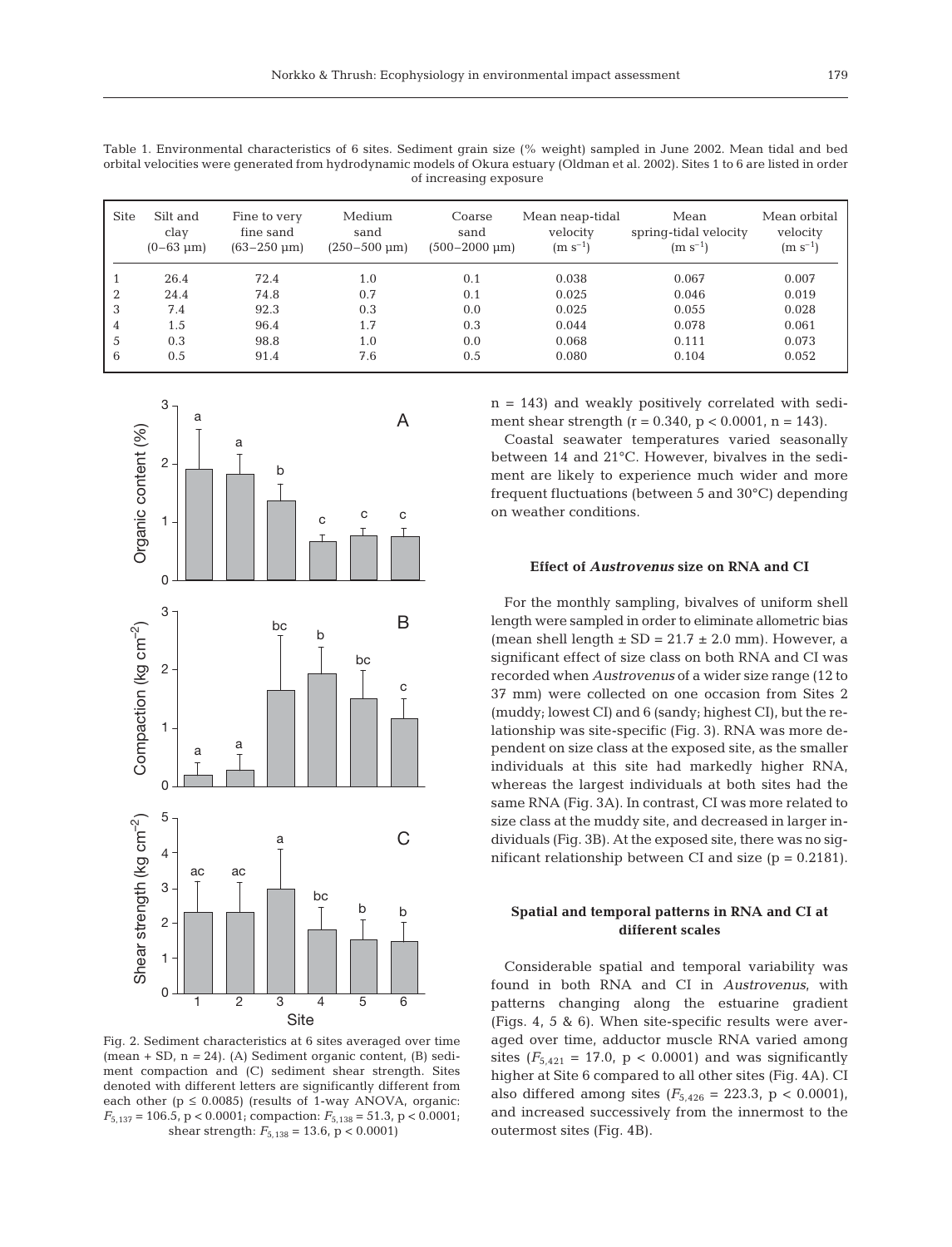Table 1. Environmental characteristics of 6 sites. Sediment grain size (% weight) sampled in June 2002. Mean tidal and bed orbital velocities were generated from hydrodynamic models of Okura estuary (Oldman et al. 2002). Sites 1 to 6 are listed in order of increasing exposure

| Site | Silt and clay (0–63 μm) | Fine to very fine sand (63–250 μm) | Medium sand (250–500 μm) | Coarse sand (500–2000 μm) | Mean neap-tidal velocity ($m\ s^{-1}$) | Mean spring-tidal velocity ($m\ s^{-1}$) | Mean orbital velocity ($m\ s^{-1}$) |
|---|---|---|---|---|---|---|---|
| 1 | 26.4 | 72.4 | 1.0 | 0.1 | 0.038 | 0.067 | 0.007 |
| 2 | 24.4 | 74.8 | 0.7 | 0.1 | 0.025 | 0.046 | 0.019 |
| 3 | 7.4 | 92.3 | 0.3 | 0.0 | 0.025 | 0.055 | 0.028 |
| 4 | 1.5 | 96.4 | 1.7 | 0.3 | 0.044 | 0.078 | 0.061 |
| 5 | 0.3 | 98.8 | 1.0 | 0.0 | 0.068 | 0.111 | 0.073 |
| 6 | 0.5 | 91.4 | 7.6 | 0.5 | 0.080 | 0.104 | 0.052 |

Fig. 2. Sediment characteristics at 6 sites averaged over time (mean + SD, n = 24). (A) Sediment organic content, (B) sediment compaction and (C) sediment shear strength. Sites denoted with different letters are significantly different from each other ($p \leq 0.0085$) (results of 1-way ANOVA, organic: $F_{5,137} = 106.5$, $p < 0.0001$; compaction: $F_{5,138} = 51.3$, $p < 0.0001$; shear strength: $F_{5,138} = 13.6$, $p < 0.0001$)

n = 143) and weakly positively correlated with sediment shear strength (r = 0.340, $p < 0.0001$, n = 143).

Coastal seawater temperatures varied seasonally between 14 and 21°C. However, bivalves in the sediment are likely to experience much wider and more frequent fluctuations (between 5 and 30°C) depending on weather conditions.

### Effect of *Austrovenus* size on RNA and CI

For the monthly sampling, bivalves of uniform shell length were sampled in order to eliminate allometric bias (mean shell length ± SD = 21.7 ± 2.0 mm). However, a significant effect of size class on both RNA and CI was recorded when *Austrovenus* of a wider size range (12 to 37 mm) were collected on one occasion from Sites 2 (muddy; lowest CI) and 6 (sandy; highest CI), but the relationship was site-specific (Fig. 3). RNA was more dependent on size class at the exposed site, as the smaller individuals at this site had markedly higher RNA, whereas the largest individuals at both sites had the same RNA (Fig. 3A). In contrast, CI was more related to size class at the muddy site, and decreased in larger individuals (Fig. 3B). At the exposed site, there was no significant relationship between CI and size ($p = 0.2181$).

### Spatial and temporal patterns in RNA and CI at different scales

Considerable spatial and temporal variability was found in both RNA and CI in *Austrovenus*, with patterns changing along the estuarine gradient (Figs. 4, 5 & 6). When site-specific results were averaged over time, adductor muscle RNA varied among sites ($F_{5,421} = 17.0$, $p < 0.0001$) and was significantly higher at Site 6 compared to all other sites (Fig. 4A). CI also differed among sites ($F_{5,426} = 223.3$, $p < 0.0001$), and increased successively from the innermost to the outermost sites (Fig. 4B).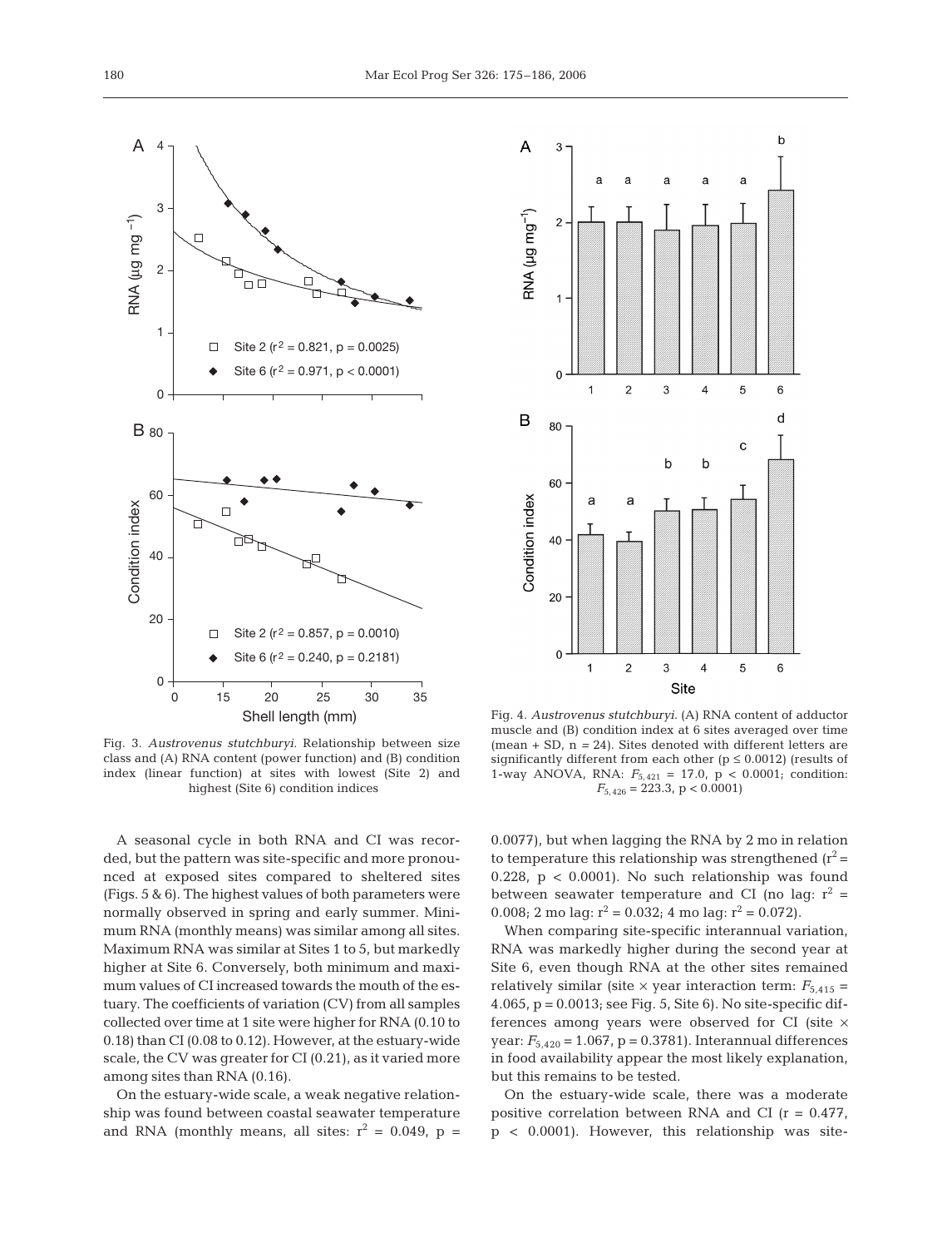Fig. 3. *Austrovenus stutchburyi*. Relationship between size class and (A) RNA content (power function) and (B) condition index (linear function) at sites with lowest (Site 2) and highest (Site 6) condition indices

Fig. 4. *Austrovenus stutchburyi*. (A) RNA content of adductor muscle and (B) condition index at 6 sites averaged over time (mean + SD, n = 24). Sites denoted with different letters are significantly different from each other ($p \leq 0.0012$) (results of 1-way ANOVA, RNA: $F_{5,421} = 17.0$, $p < 0.0001$; condition: $F_{5,426} = 223.3$, $p < 0.0001$)

A seasonal cycle in both RNA and CI was recorded, but the pattern was site-specific and more pronounced at exposed sites compared to sheltered sites (Figs. 5 & 6). The highest values of both parameters were normally observed in spring and early summer. Minimum RNA (monthly means) was similar among all sites. Maximum RNA was similar at Sites 1 to 5, but markedly higher at Site 6. Conversely, both minimum and maximum values of CI increased towards the mouth of the estuary. The coefficients of variation (CV) from all samples collected over time at 1 site were higher for RNA (0.10 to 0.18) than CI (0.08 to 0.12). However, at the estuary-wide scale, the CV was greater for CI (0.21), as it varied more among sites than RNA (0.16).

On the estuary-wide scale, a weak negative relationship was found between coastal seawater temperature and RNA (monthly means, all sites: $r^2 = 0.049$, $p = 0.0077$), but when lagging the RNA by 2 mo in relation to temperature this relationship was strengthened ($r^2 = 0.228$, $p < 0.0001$). No such relationship was found between seawater temperature and CI (no lag: $r^2 = 0.008$; 2 mo lag: $r^2 = 0.032$; 4 mo lag: $r^2 = 0.072$).

When comparing site-specific interannual variation, RNA was markedly higher during the second year at Site 6, even though RNA at the other sites remained relatively similar (site × year interaction term: $F_{5,415} = 4.065$, $p = 0.0013$; see Fig. 5, Site 6). No site-specific differences among years were observed for CI (site × year: $F_{5,420} = 1.067$, $p = 0.3781$). Interannual differences in food availability appear the most likely explanation, but this remains to be tested.

On the estuary-wide scale, there was a moderate positive correlation between RNA and CI ($r = 0.477$, $p < 0.0001$). However, this relationship was site-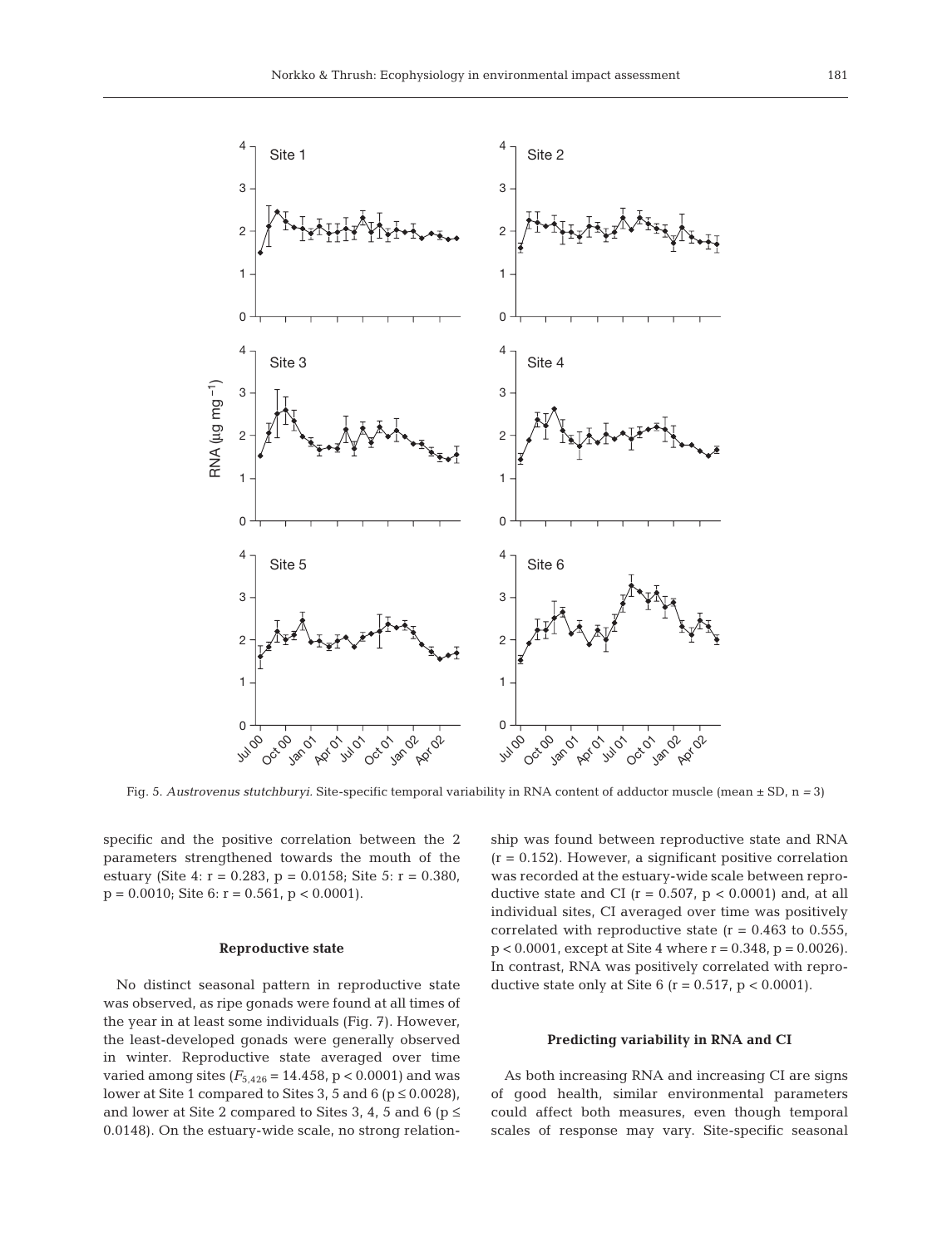Fig. 5. *Austrovenus stutchburyi*. Site-specific temporal variability in RNA content of adductor muscle (mean ± SD, n = 3)

specific and the positive correlation between the 2 parameters strengthened towards the mouth of the estuary (Site 4: r = 0.283, p = 0.0158; Site 5: r = 0.380, p = 0.0010; Site 6: r = 0.561, p < 0.0001).

### Reproductive state

No distinct seasonal pattern in reproductive state was observed, as ripe gonads were found at all times of the year in at least some individuals (Fig. 7). However, the least-developed gonads were generally observed in winter. Reproductive state averaged over time varied among sites ($F_{5,426}$ = 14.458, p < 0.0001) and was lower at Site 1 compared to Sites 3, 5 and 6 (p ≤ 0.0028), and lower at Site 2 compared to Sites 3, 4, 5 and 6 (p ≤ 0.0148). On the estuary-wide scale, no strong relationship was found between reproductive state and RNA (r = 0.152). However, a significant positive correlation was recorded at the estuary-wide scale between reproductive state and CI (r = 0.507, p < 0.0001) and, at all individual sites, CI averaged over time was positively correlated with reproductive state (r = 0.463 to 0.555, p < 0.0001, except at Site 4 where r = 0.348, p = 0.0026). In contrast, RNA was positively correlated with reproductive state only at Site 6 (r = 0.517, p < 0.0001).

### Predicting variability in RNA and CI

As both increasing RNA and increasing CI are signs of good health, similar environmental parameters could affect both measures, even though temporal scales of response may vary. Site-specific seasonal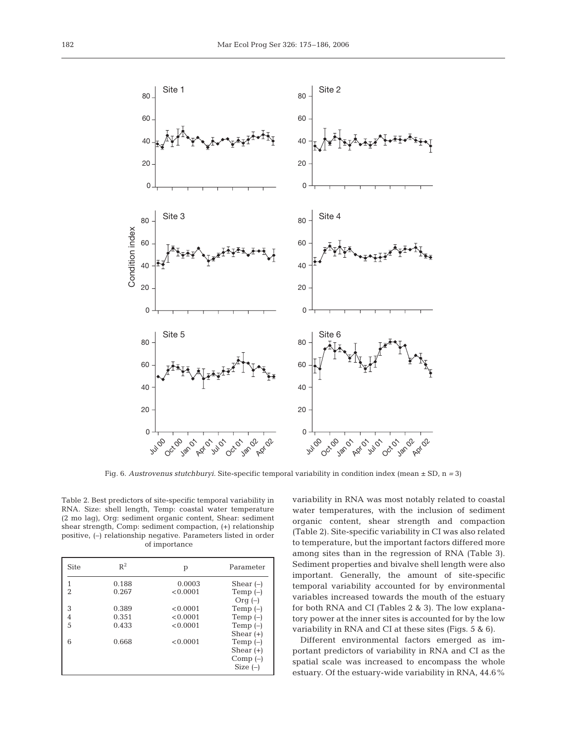Fig. 6. *Austrovenus stutchburyi*. Site-specific temporal variability in condition index (mean ± SD, n = 3)

Table 2. Best predictors of site-specific temporal variability in RNA. Size: shell length, Temp: coastal water temperature (2 mo lag), Org: sediment organic content, Shear: sediment shear strength, Comp: sediment compaction, (+) relationship positive, (–) relationship negative. Parameters listed in order of importance

| Site | $R^2$ | p | Parameter |
|---|---|---|---|
| 1 | 0.188 | 0.0003 | Shear (–) |
| 2 | 0.267 | <0.0001 | Temp (–)<br>Org (–) |
| 3 | 0.389 | <0.0001 | Temp (–) |
| 4 | 0.351 | <0.0001 | Temp (–) |
| 5 | 0.433 | <0.0001 | Temp (–)<br>Shear (+) |
| 6 | 0.668 | <0.0001 | Temp (–)<br>Shear (+)<br>Comp (–)<br>Size (–) |

variability in RNA was most notably related to coastal water temperatures, with the inclusion of sediment organic content, shear strength and compaction (Table 2). Site-specific variability in CI was also related to temperature, but the important factors differed more among sites than in the regression of RNA (Table 3). Sediment properties and bivalve shell length were also important. Generally, the amount of site-specific temporal variability accounted for by environmental variables increased towards the mouth of the estuary for both RNA and CI (Tables 2 & 3). The low explanatory power at the inner sites is accounted for by the low variability in RNA and CI at these sites (Figs. 5 & 6).

Different environmental factors emerged as important predictors of variability in RNA and CI as the spatial scale was increased to encompass the whole estuary. Of the estuary-wide variability in RNA, 44.6%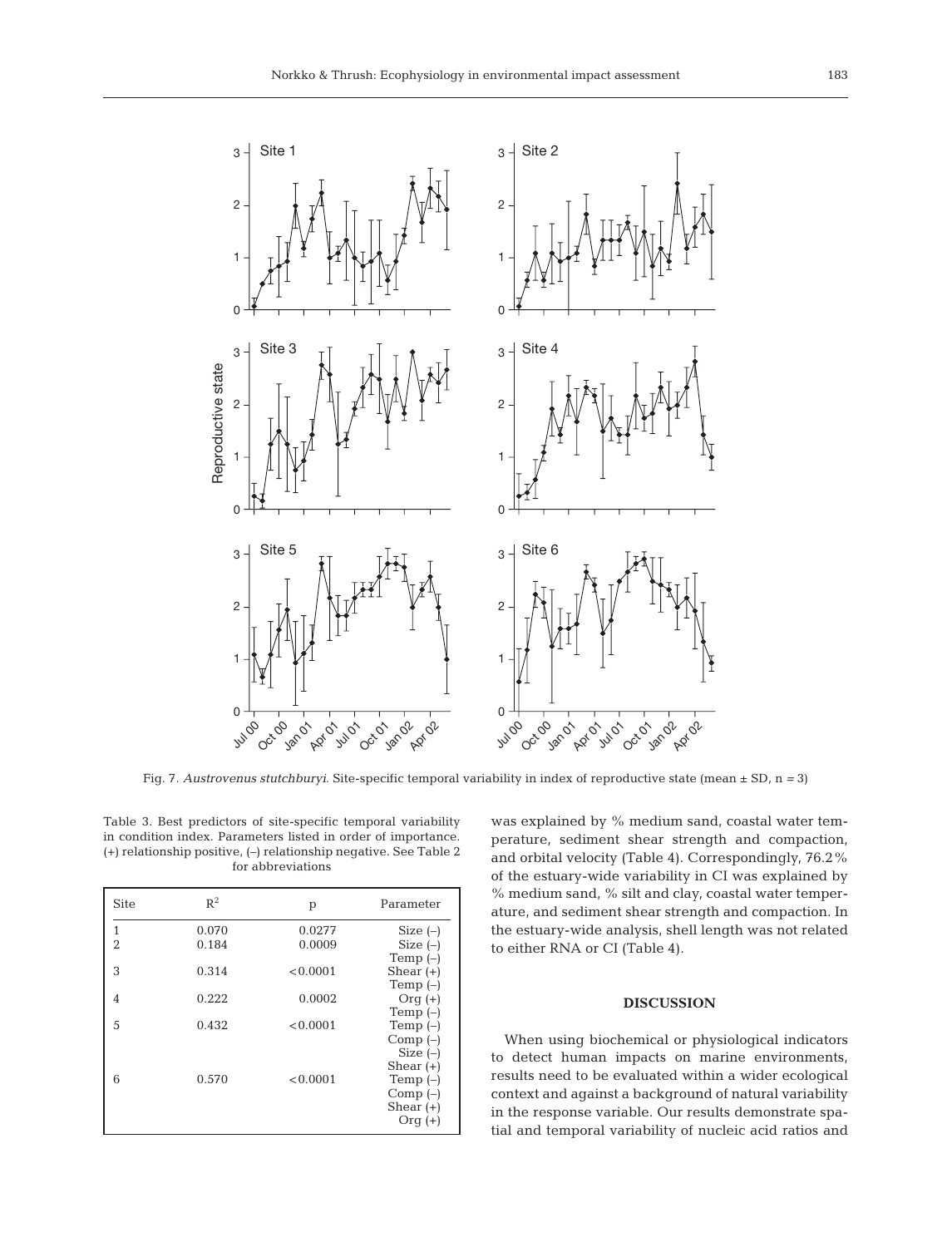Fig. 7. *Austrovenus stutchburyi*. Site-specific temporal variability in index of reproductive state (mean ± SD, n = 3)

Table 3. Best predictors of site-specific temporal variability in condition index. Parameters listed in order of importance. (+) relationship positive, (–) relationship negative. See Table 2 for abbreviations

| Site | $R^2$ | p | Parameter |
|---|---|---|---|
| 1 | 0.070 | 0.0277 | Size (–) |
| 2 | 0.184 | 0.0009 | Size (–) |
| | | | Temp (–) |
| 3 | 0.314 | <0.0001 | Shear (+) |
| | | | Temp (–) |
| 4 | 0.222 | 0.0002 | Org (+) |
| | | | Temp (–) |
| 5 | 0.432 | <0.0001 | Temp (–) |
| | | | Comp (–) |
| | | | Size (–) |
| | | | Shear (+) |
| 6 | 0.570 | <0.0001 | Temp (–) |
| | | | Comp (–) |
| | | | Shear (+) |
| | | | Org (+) |

was explained by % medium sand, coastal water temperature, sediment shear strength and compaction, and orbital velocity (Table 4). Correspondingly, 76.2% of the estuary-wide variability in CI was explained by % medium sand, % silt and clay, coastal water temperature, and sediment shear strength and compaction. In the estuary-wide analysis, shell length was not related to either RNA or CI (Table 4).

## DISCUSSION

When using biochemical or physiological indicators to detect human impacts on marine environments, results need to be evaluated within a wider ecological context and against a background of natural variability in the response variable. Our results demonstrate spatial and temporal variability of nucleic acid ratios and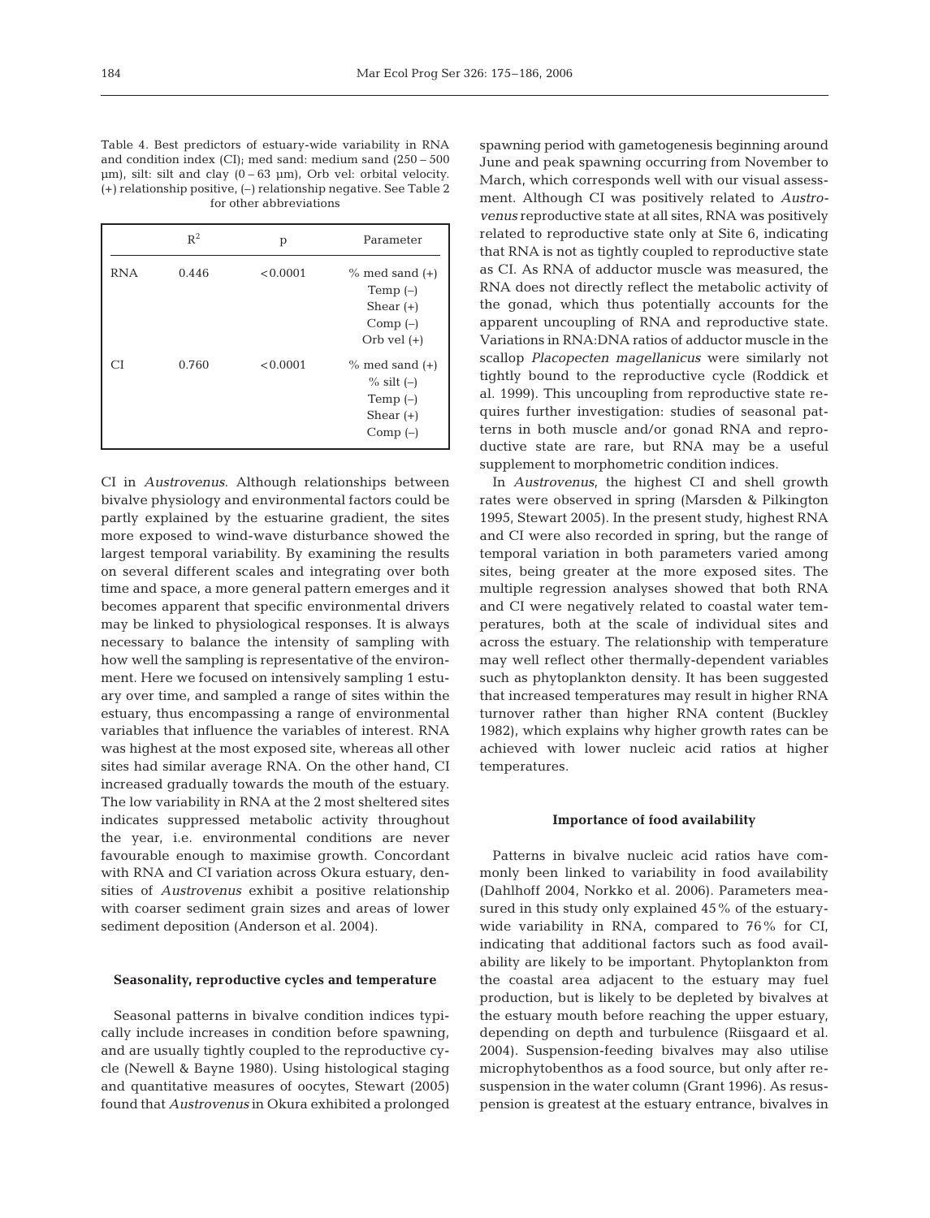Table 4. Best predictors of estuary-wide variability in RNA and condition index (CI); med sand: medium sand (250 – 500 µm), silt: silt and clay (0 – 63 µm), Orb vel: orbital velocity. (+) relationship positive, (–) relationship negative. See Table 2 for other abbreviations

| | $R^2$ | p | Parameter |
|---|---|---|---|
| RNA | 0.446 | <0.0001 | % med sand (+)<br>Temp (–)<br>Shear (+)<br>Comp (–)<br>Orb vel (+) |
| CI | 0.760 | <0.0001 | % med sand (+)<br>% silt (–)<br>Temp (–)<br>Shear (+)<br>Comp (–) |

CI in *Austrovenus*. Although relationships between bivalve physiology and environmental factors could be partly explained by the estuarine gradient, the sites more exposed to wind-wave disturbance showed the largest temporal variability. By examining the results on several different scales and integrating over both time and space, a more general pattern emerges and it becomes apparent that specific environmental drivers may be linked to physiological responses. It is always necessary to balance the intensity of sampling with how well the sampling is representative of the environment. Here we focused on intensively sampling 1 estuary over time, and sampled a range of sites within the estuary, thus encompassing a range of environmental variables that influence the variables of interest. RNA was highest at the most exposed site, whereas all other sites had similar average RNA. On the other hand, CI increased gradually towards the mouth of the estuary. The low variability in RNA at the 2 most sheltered sites indicates suppressed metabolic activity throughout the year, i.e. environmental conditions are never favourable enough to maximise growth. Concordant with RNA and CI variation across Okura estuary, densities of *Austrovenus* exhibit a positive relationship with coarser sediment grain sizes and areas of lower sediment deposition (Anderson et al. 2004).

### Seasonality, reproductive cycles and temperature

Seasonal patterns in bivalve condition indices typically include increases in condition before spawning, and are usually tightly coupled to the reproductive cycle (Newell & Bayne 1980). Using histological staging and quantitative measures of oocytes, Stewart (2005) found that *Austrovenus* in Okura exhibited a prolonged spawning period with gametogenesis beginning around June and peak spawning occurring from November to March, which corresponds well with our visual assessment. Although CI was positively related to *Austrovenus* reproductive state at all sites, RNA was positively related to reproductive state only at Site 6, indicating that RNA is not as tightly coupled to reproductive state as CI. As RNA of adductor muscle was measured, the RNA does not directly reflect the metabolic activity of the gonad, which thus potentially accounts for the apparent uncoupling of RNA and reproductive state. Variations in RNA:DNA ratios of adductor muscle in the scallop *Placopecten magellanicus* were similarly not tightly bound to the reproductive cycle (Roddick et al. 1999). This uncoupling from reproductive state requires further investigation: studies of seasonal patterns in both muscle and/or gonad RNA and reproductive state are rare, but RNA may be a useful supplement to morphometric condition indices.

In *Austrovenus*, the highest CI and shell growth rates were observed in spring (Marsden & Pilkington 1995, Stewart 2005). In the present study, highest RNA and CI were also recorded in spring, but the range of temporal variation in both parameters varied among sites, being greater at the more exposed sites. The multiple regression analyses showed that both RNA and CI were negatively related to coastal water temperatures, both at the scale of individual sites and across the estuary. The relationship with temperature may well reflect other thermally-dependent variables such as phytoplankton density. It has been suggested that increased temperatures may result in higher RNA turnover rather than higher RNA content (Buckley 1982), which explains why higher growth rates can be achieved with lower nucleic acid ratios at higher temperatures.

### Importance of food availability

Patterns in bivalve nucleic acid ratios have commonly been linked to variability in food availability (Dahlhoff 2004, Norkko et al. 2006). Parameters measured in this study only explained 45% of the estuary-wide variability in RNA, compared to 76% for CI, indicating that additional factors such as food availability are likely to be important. Phytoplankton from the coastal area adjacent to the estuary may fuel production, but is likely to be depleted by bivalves at the estuary mouth before reaching the upper estuary, depending on depth and turbulence (Riisgaard et al. 2004). Suspension-feeding bivalves may also utilise microphytobenthos as a food source, but only after resuspension in the water column (Grant 1996). As resuspension is greatest at the estuary entrance, bivalves in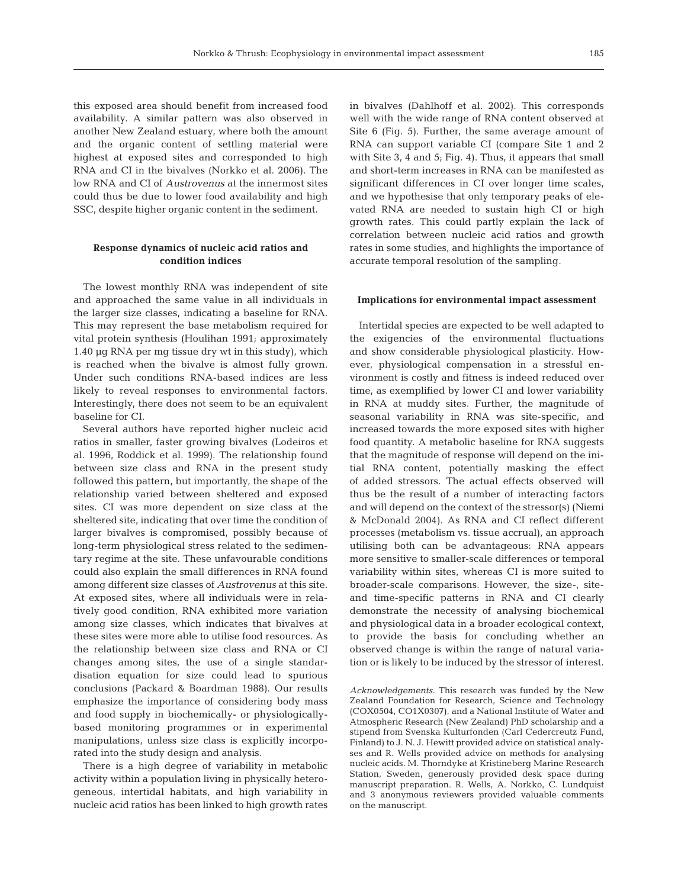this exposed area should benefit from increased food availability. A similar pattern was also observed in another New Zealand estuary, where both the amount and the organic content of settling material were highest at exposed sites and corresponded to high RNA and CI in the bivalves (Norkko et al. 2006). The low RNA and CI of *Austrovenus* at the innermost sites could thus be due to lower food availability and high SSC, despite higher organic content in the sediment.

### Response dynamics of nucleic acid ratios and condition indices

The lowest monthly RNA was independent of site and approached the same value in all individuals in the larger size classes, indicating a baseline for RNA. This may represent the base metabolism required for vital protein synthesis (Houlihan 1991; approximately 1.40 µg RNA per mg tissue dry wt in this study), which is reached when the bivalve is almost fully grown. Under such conditions RNA-based indices are less likely to reveal responses to environmental factors. Interestingly, there does not seem to be an equivalent baseline for CI.

Several authors have reported higher nucleic acid ratios in smaller, faster growing bivalves (Lodeiros et al. 1996, Roddick et al. 1999). The relationship found between size class and RNA in the present study followed this pattern, but importantly, the shape of the relationship varied between sheltered and exposed sites. CI was more dependent on size class at the sheltered site, indicating that over time the condition of larger bivalves is compromised, possibly because of long-term physiological stress related to the sedimentary regime at the site. These unfavourable conditions could also explain the small differences in RNA found among different size classes of *Austrovenus* at this site. At exposed sites, where all individuals were in relatively good condition, RNA exhibited more variation among size classes, which indicates that bivalves at these sites were more able to utilise food resources. As the relationship between size class and RNA or CI changes among sites, the use of a single standardisation equation for size could lead to spurious conclusions (Packard & Boardman 1988). Our results emphasize the importance of considering body mass and food supply in biochemically- or physiologically-based monitoring programmes or in experimental manipulations, unless size class is explicitly incorporated into the study design and analysis.

There is a high degree of variability in metabolic activity within a population living in physically heterogeneous, intertidal habitats, and high variability in nucleic acid ratios has been linked to high growth rates in bivalves (Dahlhoff et al. 2002). This corresponds well with the wide range of RNA content observed at Site 6 (Fig. 5). Further, the same average amount of RNA can support variable CI (compare Site 1 and 2 with Site 3, 4 and 5; Fig. 4). Thus, it appears that small and short-term increases in RNA can be manifested as significant differences in CI over longer time scales, and we hypothesise that only temporary peaks of elevated RNA are needed to sustain high CI or high growth rates. This could partly explain the lack of correlation between nucleic acid ratios and growth rates in some studies, and highlights the importance of accurate temporal resolution of the sampling.

### Implications for environmental impact assessment

Intertidal species are expected to be well adapted to the exigencies of the environmental fluctuations and show considerable physiological plasticity. However, physiological compensation in a stressful environment is costly and fitness is indeed reduced over time, as exemplified by lower CI and lower variability in RNA at muddy sites. Further, the magnitude of seasonal variability in RNA was site-specific, and increased towards the more exposed sites with higher food quantity. A metabolic baseline for RNA suggests that the magnitude of response will depend on the initial RNA content, potentially masking the effect of added stressors. The actual effects observed will thus be the result of a number of interacting factors and will depend on the context of the stressor(s) (Niemi & McDonald 2004). As RNA and CI reflect different processes (metabolism vs. tissue accrual), an approach utilising both can be advantageous: RNA appears more sensitive to smaller-scale differences or temporal variability within sites, whereas CI is more suited to broader-scale comparisons. However, the size-, site- and time-specific patterns in RNA and CI clearly demonstrate the necessity of analysing biochemical and physiological data in a broader ecological context, to provide the basis for concluding whether an observed change is within the range of natural variation or is likely to be induced by the stressor of interest.

*Acknowledgements.* This research was funded by the New Zealand Foundation for Research, Science and Technology (COX0504, CO1X0307), and a National Institute of Water and Atmospheric Research (New Zealand) PhD scholarship and a stipend from Svenska Kulturfonden (Carl Cedercreutz Fund, Finland) to J. N. J. Hewitt provided advice on statistical analyses and R. Wells provided advice on methods for analysing nucleic acids. M. Thorndyke at Kristineberg Marine Research Station, Sweden, generously provided desk space during manuscript preparation. R. Wells, A. Norkko, C. Lundquist and 3 anonymous reviewers provided valuable comments on the manuscript.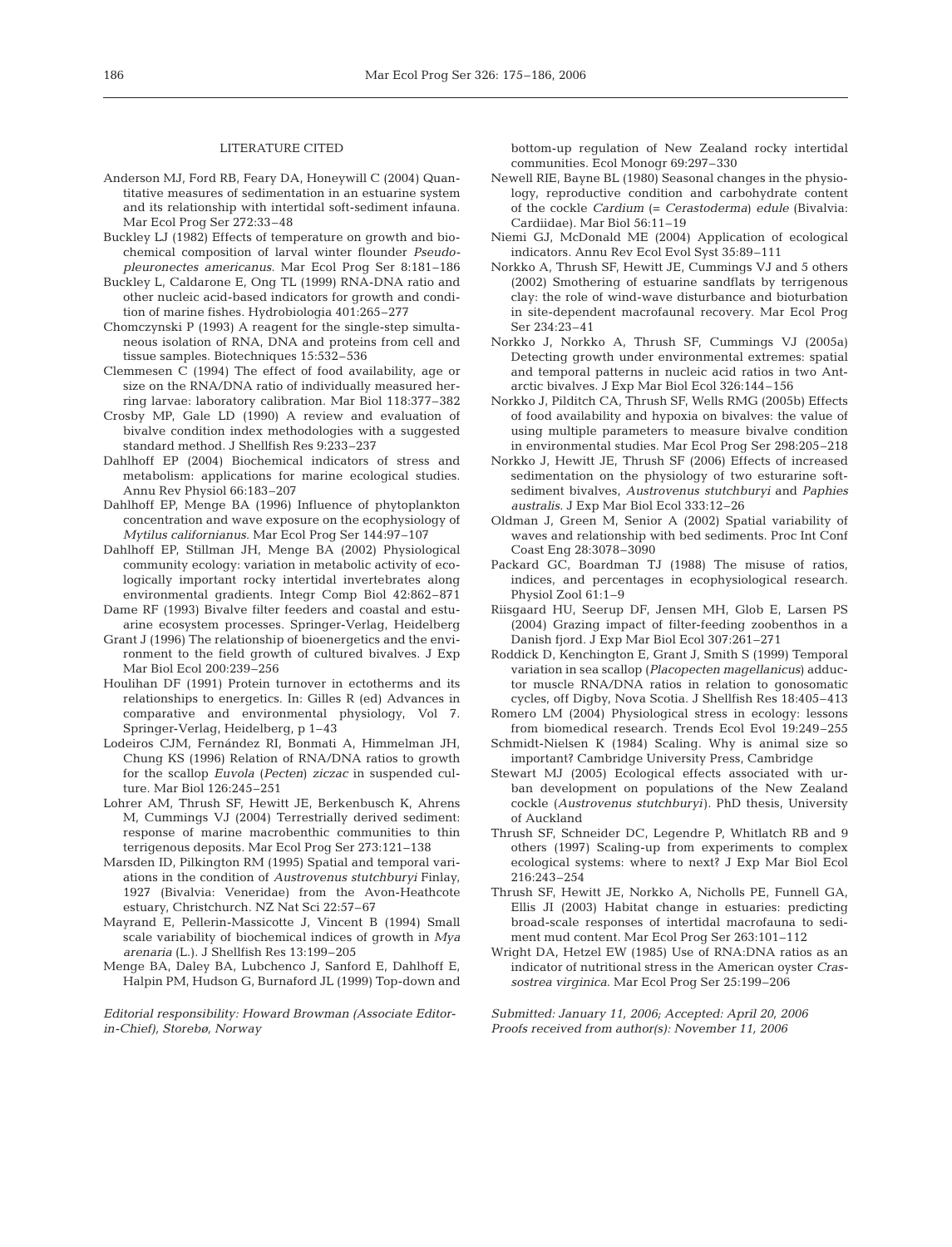## LITERATURE CITED

Anderson MJ, Ford RB, Feary DA, Honeywill C (2004) Quantitative measures of sedimentation in an estuarine system and its relationship with intertidal soft-sediment infauna. Mar Ecol Prog Ser 272:33–48

Buckley LJ (1982) Effects of temperature on growth and biochemical composition of larval winter flounder *Pseudopleuronectes americanus*. Mar Ecol Prog Ser 8:181–186

Buckley L, Caldarone E, Ong TL (1999) RNA-DNA ratio and other nucleic acid-based indicators for growth and condition of marine fishes. Hydrobiologia 401:265–277

Chomczynski P (1993) A reagent for the single-step simultaneous isolation of RNA, DNA and proteins from cell and tissue samples. Biotechniques 15:532–536

Clemmesen C (1994) The effect of food availability, age or size on the RNA/DNA ratio of individually measured herring larvae: laboratory calibration. Mar Biol 118:377–382

Crosby MP, Gale LD (1990) A review and evaluation of bivalve condition index methodologies with a suggested standard method. J Shellfish Res 9:233–237

Dahlhoff EP (2004) Biochemical indicators of stress and metabolism: applications for marine ecological studies. Annu Rev Physiol 66:183–207

Dahlhoff EP, Menge BA (1996) Influence of phytoplankton concentration and wave exposure on the ecophysiology of *Mytilus californianus*. Mar Ecol Prog Ser 144:97–107

Dahlhoff EP, Stillman JH, Menge BA (2002) Physiological community ecology: variation in metabolic activity of ecologically important rocky intertidal invertebrates along environmental gradients. Integr Comp Biol 42:862–871

Dame RF (1993) Bivalve filter feeders and coastal and estuarine ecosystem processes. Springer-Verlag, Heidelberg

Grant J (1996) The relationship of bioenergetics and the environment to the field growth of cultured bivalves. J Exp Mar Biol Ecol 200:239–256

Houlihan DF (1991) Protein turnover in ectotherms and its relationships to energetics. In: Gilles R (ed) Advances in comparative and environmental physiology, Vol 7. Springer-Verlag, Heidelberg, p 1–43

Lodeiros CJM, Fernández RI, Bonmati A, Himmelman JH, Chung KS (1996) Relation of RNA/DNA ratios to growth for the scallop *Euvola* (*Pecten*) *ziczac* in suspended culture. Mar Biol 126:245–251

Lohrer AM, Thrush SF, Hewitt JE, Berkenbusch K, Ahrens M, Cummings VJ (2004) Terrestrially derived sediment: response of marine macrobenthic communities to thin terrigenous deposits. Mar Ecol Prog Ser 273:121–138

Marsden ID, Pilkington RM (1995) Spatial and temporal variations in the condition of *Austrovenus stutchburyi* Finlay, 1927 (Bivalvia: Veneridae) from the Avon-Heathcote estuary, Christchurch. NZ Nat Sci 22:57–67

Mayrand E, Pellerin-Massicotte J, Vincent B (1994) Small scale variability of biochemical indices of growth in *Mya arenaria* (L.). J Shellfish Res 13:199–205

Menge BA, Daley BA, Lubchenco J, Sanford E, Dahlhoff E, Halpin PM, Hudson G, Burnaford JL (1999) Top-down and bottom-up regulation of New Zealand rocky intertidal communities. Ecol Monogr 69:297–330

Newell RIE, Bayne BL (1980) Seasonal changes in the physiology, reproductive condition and carbohydrate content of the cockle *Cardium* (= *Cerastoderma*) *edule* (Bivalvia: Cardiidae). Mar Biol 56:11–19

Niemi GJ, McDonald ME (2004) Application of ecological indicators. Annu Rev Ecol Evol Syst 35:89–111

Norkko A, Thrush SF, Hewitt JE, Cummings VJ and 5 others (2002) Smothering of estuarine sandflats by terrigenous clay: the role of wind-wave disturbance and bioturbation in site-dependent macrofaunal recovery. Mar Ecol Prog Ser 234:23–41

Norkko J, Norkko A, Thrush SF, Cummings VJ (2005a) Detecting growth under environmental extremes: spatial and temporal patterns in nucleic acid ratios in two Antarctic bivalves. J Exp Mar Biol Ecol 326:144–156

Norkko J, Pilditch CA, Thrush SF, Wells RMG (2005b) Effects of food availability and hypoxia on bivalves: the value of using multiple parameters to measure bivalve condition in environmental studies. Mar Ecol Prog Ser 298:205–218

Norkko J, Hewitt JE, Thrush SF (2006) Effects of increased sedimentation on the physiology of two esturarine soft-sediment bivalves, *Austrovenus stutchburyi* and *Paphies australis*. J Exp Mar Biol Ecol 333:12–26

Oldman J, Green M, Senior A (2002) Spatial variability of waves and relationship with bed sediments. Proc Int Conf Coast Eng 28:3078–3090

Packard GC, Boardman TJ (1988) The misuse of ratios, indices, and percentages in ecophysiological research. Physiol Zool 61:1–9

Riisgaard HU, Seerup DF, Jensen MH, Glob E, Larsen PS (2004) Grazing impact of filter-feeding zoobenthos in a Danish fjord. J Exp Mar Biol Ecol 307:261–271

Roddick D, Kenchington E, Grant J, Smith S (1999) Temporal variation in sea scallop (*Placopecten magellanicus*) adductor muscle RNA/DNA ratios in relation to gonosomatic cycles, off Digby, Nova Scotia. J Shellfish Res 18:405–413

Romero LM (2004) Physiological stress in ecology: lessons from biomedical research. Trends Ecol Evol 19:249–255

Schmidt-Nielsen K (1984) Scaling. Why is animal size so important? Cambridge University Press, Cambridge

Stewart MJ (2005) Ecological effects associated with urban development on populations of the New Zealand cockle (*Austrovenus stutchburyi*). PhD thesis, University of Auckland

Thrush SF, Schneider DC, Legendre P, Whitlatch RB and 9 others (1997) Scaling-up from experiments to complex ecological systems: where to next? J Exp Mar Biol Ecol 216:243–254

Thrush SF, Hewitt JE, Norkko A, Nicholls PE, Funnell GA, Ellis JI (2003) Habitat change in estuaries: predicting broad-scale responses of intertidal macrofauna to sediment mud content. Mar Ecol Prog Ser 263:101–112

Wright DA, Hetzel EW (1985) Use of RNA:DNA ratios as an indicator of nutritional stress in the American oyster *Crassostrea virginica*. Mar Ecol Prog Ser 25:199–206

*Editorial responsibility: Howard Browman (Associate Editor-in-Chief), Storebø, Norway*

*Submitted: January 11, 2006; Accepted: April 20, 2006*
*Proofs received from author(s): November 11, 2006*